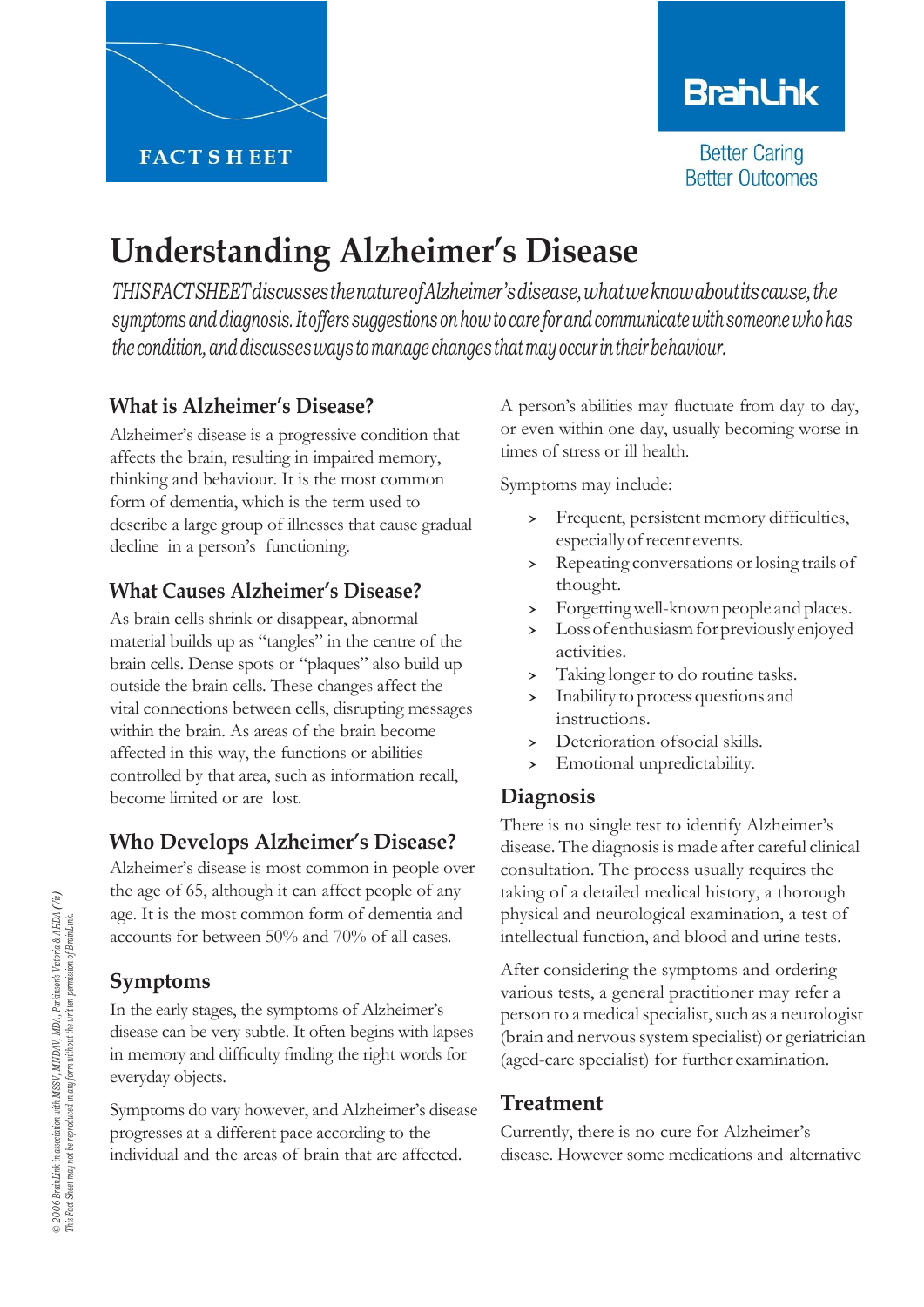FACT SHEET

BrainLink

Better Caring
Better Outcomes

# Understanding Alzheimer's Disease

*THIS FACT SHEET discusses the nature of Alzheimer's disease, what we know about its cause, the symptoms and diagnosis. It offers suggestions on how to care for and communicate with someone who has the condition, and discusses ways to manage changes that may occur in their behaviour.*

## What is Alzheimer's Disease?

Alzheimer's disease is a progressive condition that affects the brain, resulting in impaired memory, thinking and behaviour. It is the most common form of dementia, which is the term used to describe a large group of illnesses that cause gradual decline in a person's functioning.

## What Causes Alzheimer's Disease?

As brain cells shrink or disappear, abnormal material builds up as "tangles" in the centre of the brain cells. Dense spots or "plaques" also build up outside the brain cells. These changes affect the vital connections between cells, disrupting messages within the brain. As areas of the brain become affected in this way, the functions or abilities controlled by that area, such as information recall, become limited or are lost.

## Who Develops Alzheimer's Disease?

Alzheimer's disease is most common in people over the age of 65, although it can affect people of any age. It is the most common form of dementia and accounts for between 50% and 70% of all cases.

## Symptoms

In the early stages, the symptoms of Alzheimer's disease can be very subtle. It often begins with lapses in memory and difficulty finding the right words for everyday objects.

Symptoms do vary however, and Alzheimer's disease progresses at a different pace according to the individual and the areas of brain that are affected.

A person's abilities may fluctuate from day to day, or even within one day, usually becoming worse in times of stress or ill health.

Symptoms may include:

- Frequent, persistent memory difficulties, especially of recent events.
- Repeating conversations or losing trails of thought.
- Forgetting well-known people and places.
- Loss of enthusiasm for previously enjoyed activities.
- Taking longer to do routine tasks.
- Inability to process questions and instructions.
- Deterioration of social skills.
- Emotional unpredictability.

## Diagnosis

There is no single test to identify Alzheimer's disease. The diagnosis is made after careful clinical consultation. The process usually requires the taking of a detailed medical history, a thorough physical and neurological examination, a test of intellectual function, and blood and urine tests.

After considering the symptoms and ordering various tests, a general practitioner may refer a person to a medical specialist, such as a neurologist (brain and nervous system specialist) or geriatrician (aged-care specialist) for further examination.

## Treatment

Currently, there is no cure for Alzheimer's disease. However some medications and alternative

*© 2006 BrainLink in association with MSSV, MNDAV, MDA, Parkinson's Victoria & AHDA (Vic). This Fact Sheet may not be reproduced in any form without the written permission of BrainLink.*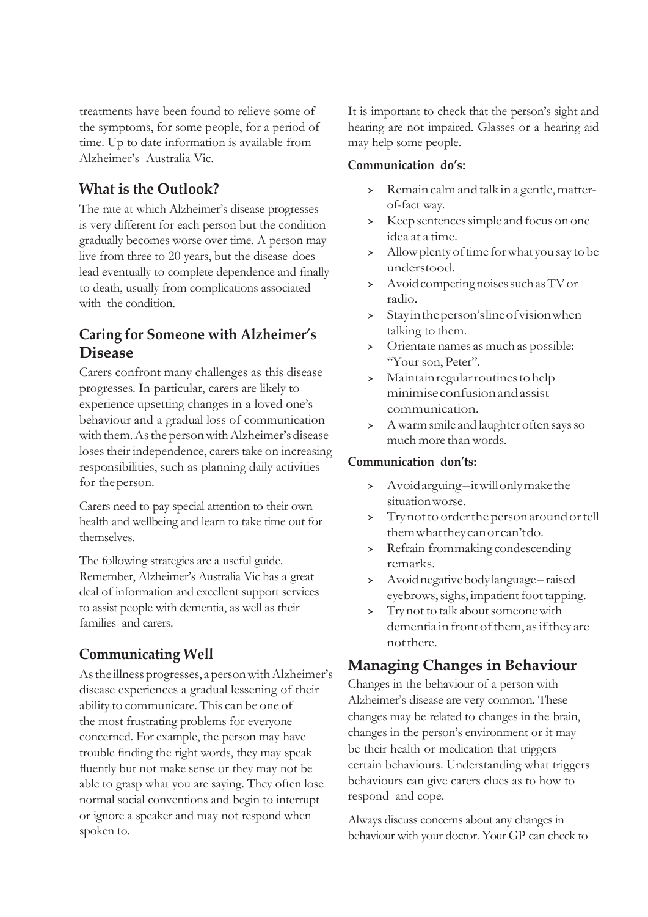treatments have been found to relieve some of the symptoms, for some people, for a period of time. Up to date information is available from Alzheimer's Australia Vic.

## What is the Outlook?

The rate at which Alzheimer's disease progresses is very different for each person but the condition gradually becomes worse over time. A person may live from three to 20 years, but the disease does lead eventually to complete dependence and finally to death, usually from complications associated with the condition.

## Caring for Someone with Alzheimer's Disease

Carers confront many challenges as this disease progresses. In particular, carers are likely to experience upsetting changes in a loved one's behaviour and a gradual loss of communication with them. As the person with Alzheimer's disease loses their independence, carers take on increasing responsibilities, such as planning daily activities for the person.

Carers need to pay special attention to their own health and wellbeing and learn to take time out for themselves.

The following strategies are a useful guide. Remember, Alzheimer's Australia Vic has a great deal of information and excellent support services to assist people with dementia, as well as their families and carers.

## Communicating Well

As the illness progresses, a person with Alzheimer's disease experiences a gradual lessening of their ability to communicate. This can be one of the most frustrating problems for everyone concerned. For example, the person may have trouble finding the right words, they may speak fluently but not make sense or they may not be able to grasp what you are saying. They often lose normal social conventions and begin to interrupt or ignore a speaker and may not respond when spoken to.

It is important to check that the person's sight and hearing are not impaired. Glasses or a hearing aid may help some people.

**Communication do's:**

- Remain calm and talk in a gentle, matter-of-fact way.
- Keep sentences simple and focus on one idea at a time.
- Allow plenty of time for what you say to be understood.
- Avoid competing noises such as TV or radio.
- Stay in the person's line of vision when talking to them.
- Orientate names as much as possible: "Your son, Peter".
- Maintain regular routines to help minimise confusion and assist communication.
- A warm smile and laughter often says so much more than words.

**Communication don'ts:**

- Avoid arguing – it will only make the situation worse.
- Try not to order the person around or tell them what they can or can't do.
- Refrain from making condescending remarks.
- Avoid negative body language – raised eyebrows, sighs, impatient foot tapping.
- Try not to talk about someone with dementia in front of them, as if they are not there.

## Managing Changes in Behaviour

Changes in the behaviour of a person with Alzheimer's disease are very common. These changes may be related to changes in the brain, changes in the person's environment or it may be their health or medication that triggers certain behaviours. Understanding what triggers behaviours can give carers clues as to how to respond and cope.

Always discuss concerns about any changes in behaviour with your doctor. Your GP can check to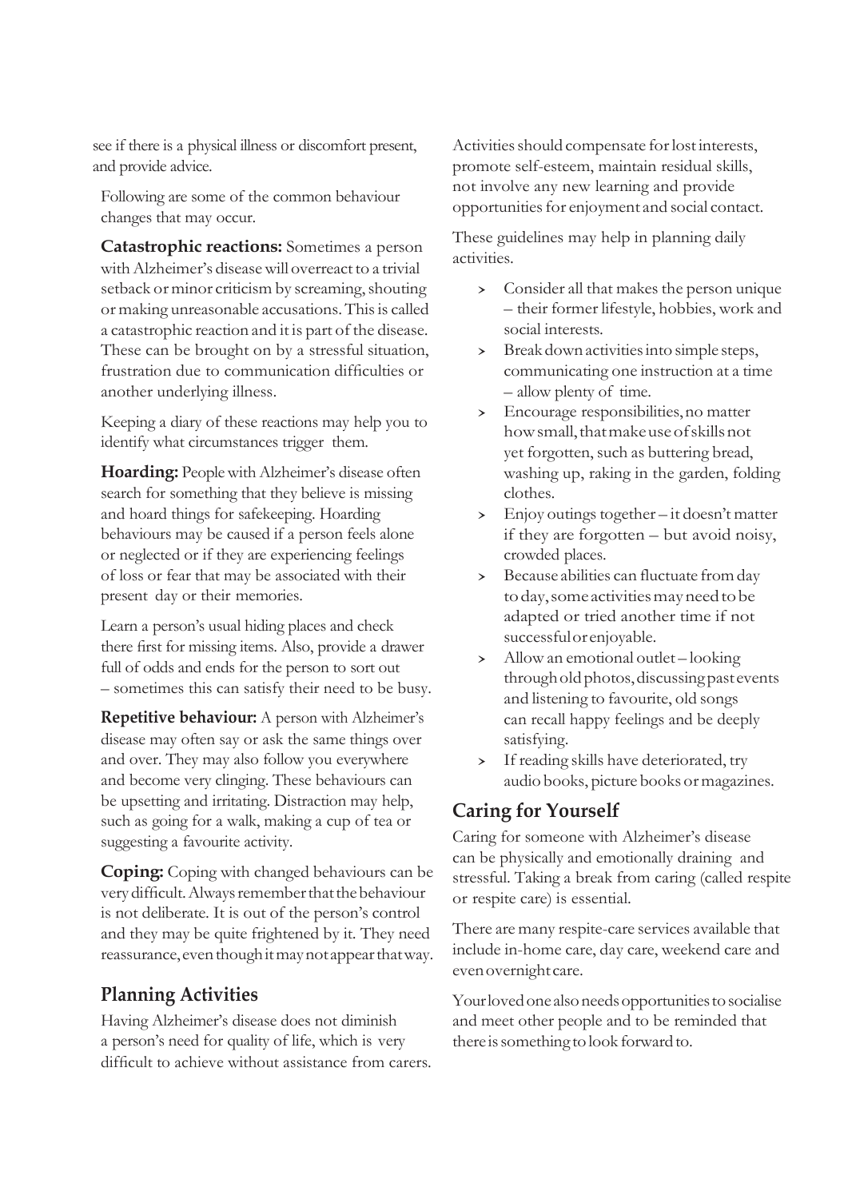see if there is a physical illness or discomfort present, and provide advice.

Following are some of the common behaviour changes that may occur.

**Catastrophic reactions:** Sometimes a person with Alzheimer's disease will overreact to a trivial setback or minor criticism by screaming, shouting or making unreasonable accusations. This is called a catastrophic reaction and it is part of the disease. These can be brought on by a stressful situation, frustration due to communication difficulties or another underlying illness.

Keeping a diary of these reactions may help you to identify what circumstances trigger them.

**Hoarding:** People with Alzheimer's disease often search for something that they believe is missing and hoard things for safekeeping. Hoarding behaviours may be caused if a person feels alone or neglected or if they are experiencing feelings of loss or fear that may be associated with their present day or their memories.

Learn a person's usual hiding places and check there first for missing items. Also, provide a drawer full of odds and ends for the person to sort out – sometimes this can satisfy their need to be busy.

**Repetitive behaviour:** A person with Alzheimer's disease may often say or ask the same things over and over. They may also follow you everywhere and become very clinging. These behaviours can be upsetting and irritating. Distraction may help, such as going for a walk, making a cup of tea or suggesting a favourite activity.

**Coping:** Coping with changed behaviours can be very difficult. Always remember that the behaviour is not deliberate. It is out of the person's control and they may be quite frightened by it. They need reassurance, even though it may not appear that way.

## Planning Activities

Having Alzheimer's disease does not diminish a person's need for quality of life, which is very difficult to achieve without assistance from carers. Activities should compensate for lost interests, promote self-esteem, maintain residual skills, not involve any new learning and provide opportunities for enjoyment and social contact.

These guidelines may help in planning daily activities.

- Consider all that makes the person unique – their former lifestyle, hobbies, work and social interests.
- Break down activities into simple steps, communicating one instruction at a time – allow plenty of time.
- Encourage responsibilities, no matter how small, that make use of skills not yet forgotten, such as buttering bread, washing up, raking in the garden, folding clothes.
- Enjoy outings together – it doesn't matter if they are forgotten – but avoid noisy, crowded places.
- Because abilities can fluctuate from day to day, some activities may need to be adapted or tried another time if not successful or enjoyable.
- Allow an emotional outlet – looking through old photos, discussing past events and listening to favourite, old songs can recall happy feelings and be deeply satisfying.
- If reading skills have deteriorated, try audio books, picture books or magazines.

## Caring for Yourself

Caring for someone with Alzheimer's disease can be physically and emotionally draining and stressful. Taking a break from caring (called respite or respite care) is essential.

There are many respite-care services available that include in-home care, day care, weekend care and even overnight care.

Your loved one also needs opportunities to socialise and meet other people and to be reminded that there is something to look forward to.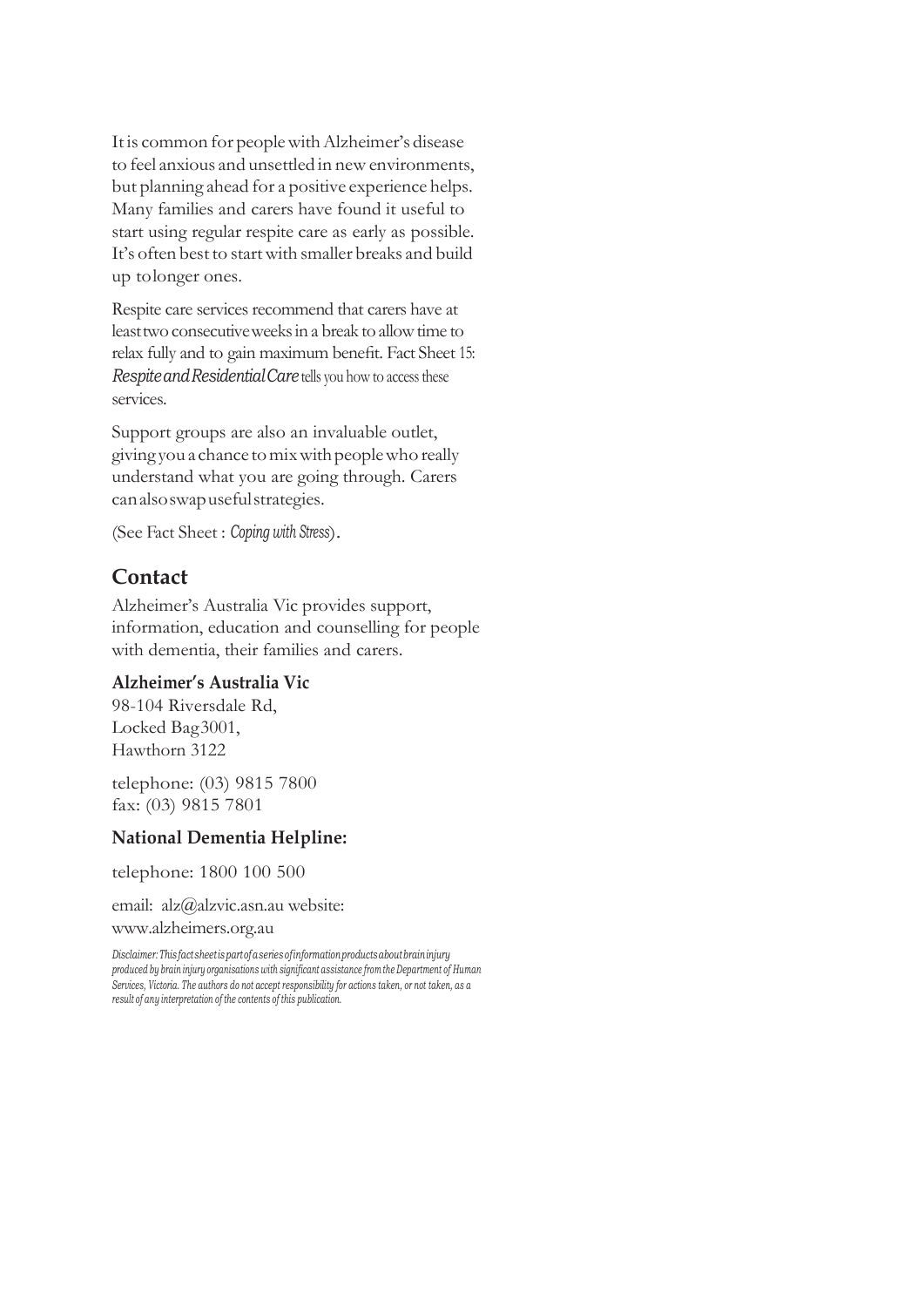It is common for people with Alzheimer's disease to feel anxious and unsettled in new environments, but planning ahead for a positive experience helps. Many families and carers have found it useful to start using regular respite care as early as possible. It's often best to start with smaller breaks and build up to longer ones.

Respite care services recommend that carers have at least two consecutive weeks in a break to allow time to relax fully and to gain maximum benefit. Fact Sheet 15: *Respite and Residential Care* tells you how to access these services.

Support groups are also an invaluable outlet, giving you a chance to mix with people who really understand what you are going through. Carers can also swap useful strategies.

(See Fact Sheet : *Coping with Stress*).

## Contact

Alzheimer's Australia Vic provides support, information, education and counselling for people with dementia, their families and carers.

**Alzheimer's Australia Vic**

98-104 Riversdale Rd,
Locked Bag 3001,
Hawthorn 3122

telephone: (03) 9815 7800
fax: (03) 9815 7801

**National Dementia Helpline:**

telephone: 1800 100 500

email: alz@alzvic.asn.au website:
www.alzheimers.org.au

*Disclaimer: This fact sheet is part of a series of information products about brain injury produced by brain injury organisations with significant assistance from the Department of Human Services, Victoria. The authors do not accept responsibility for actions taken, or not taken, as a result of any interpretation of the contents of this publication.*